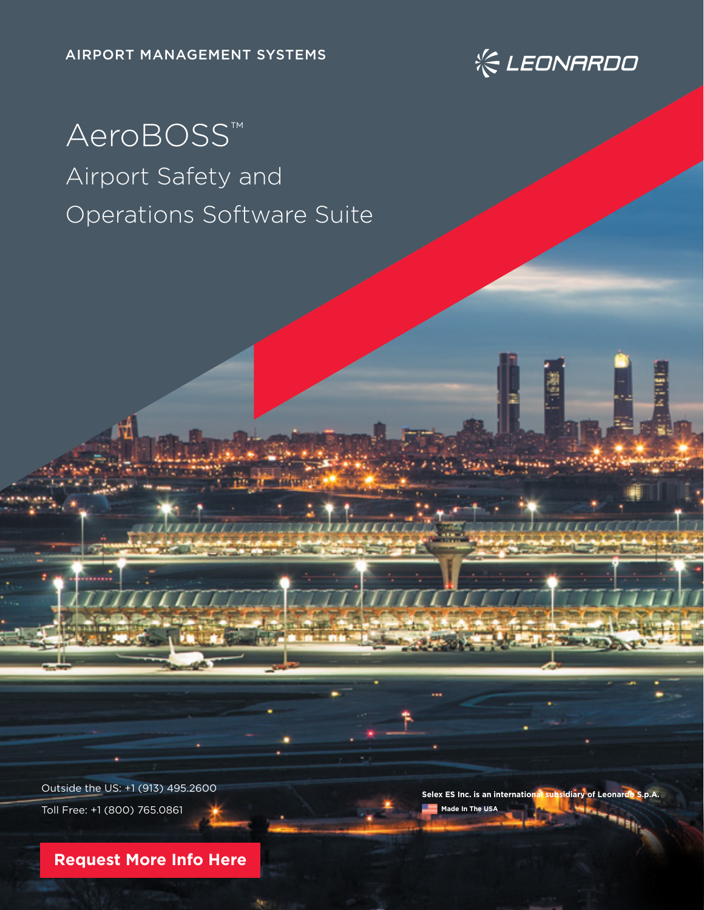AIRPORT MANAGEMENT SYSTEMS

LEONARDO

# AeroBOSS™

## Airport Safety and Operations Software Suite

Outside the US: +1 (913) 495.2600

Toll Free: +1 (800) 765.0861

**Request More Info Here**

**Selex ES Inc. is an international subsidiary of Leonardo S.p.A.**

**Made In The USA**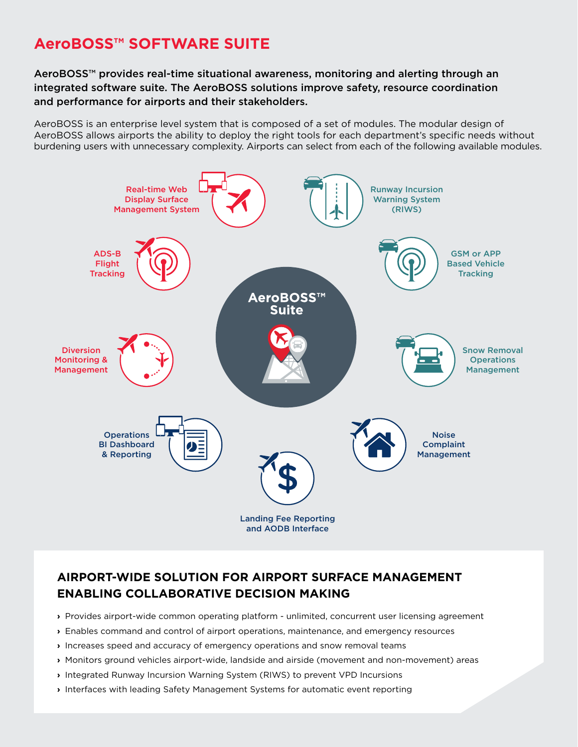# AeroBOSS™ SOFTWARE SUITE

**AeroBOSS™ provides real-time situational awareness, monitoring and alerting through an integrated software suite. The AeroBOSS solutions improve safety, resource coordination and performance for airports and their stakeholders.**

AeroBOSS is an enterprise level system that is composed of a set of modules. The modular design of AeroBOSS allows airports the ability to deploy the right tools for each department's specific needs without burdening users with unnecessary complexity. Airports can select from each of the following available modules.

**AeroBOSS™ Suite**

- Real-time Web Display Surface Management System
- Runway Incursion Warning System (RIWS)
- ADS-B Flight Tracking
- GSM or APP Based Vehicle Tracking
- Diversion Monitoring & Management
- Snow Removal Operations Management
- Operations BI Dashboard & Reporting
- Noise Complaint Management
- Landing Fee Reporting and AODB Interface

## AIRPORT-WIDE SOLUTION FOR AIRPORT SURFACE MANAGEMENT ENABLING COLLABORATIVE DECISION MAKING

- Provides airport-wide common operating platform - unlimited, concurrent user licensing agreement
- Enables command and control of airport operations, maintenance, and emergency resources
- Increases speed and accuracy of emergency operations and snow removal teams
- Monitors ground vehicles airport-wide, landside and airside (movement and non-movement) areas
- Integrated Runway Incursion Warning System (RIWS) to prevent VPD Incursions
- Interfaces with leading Safety Management Systems for automatic event reporting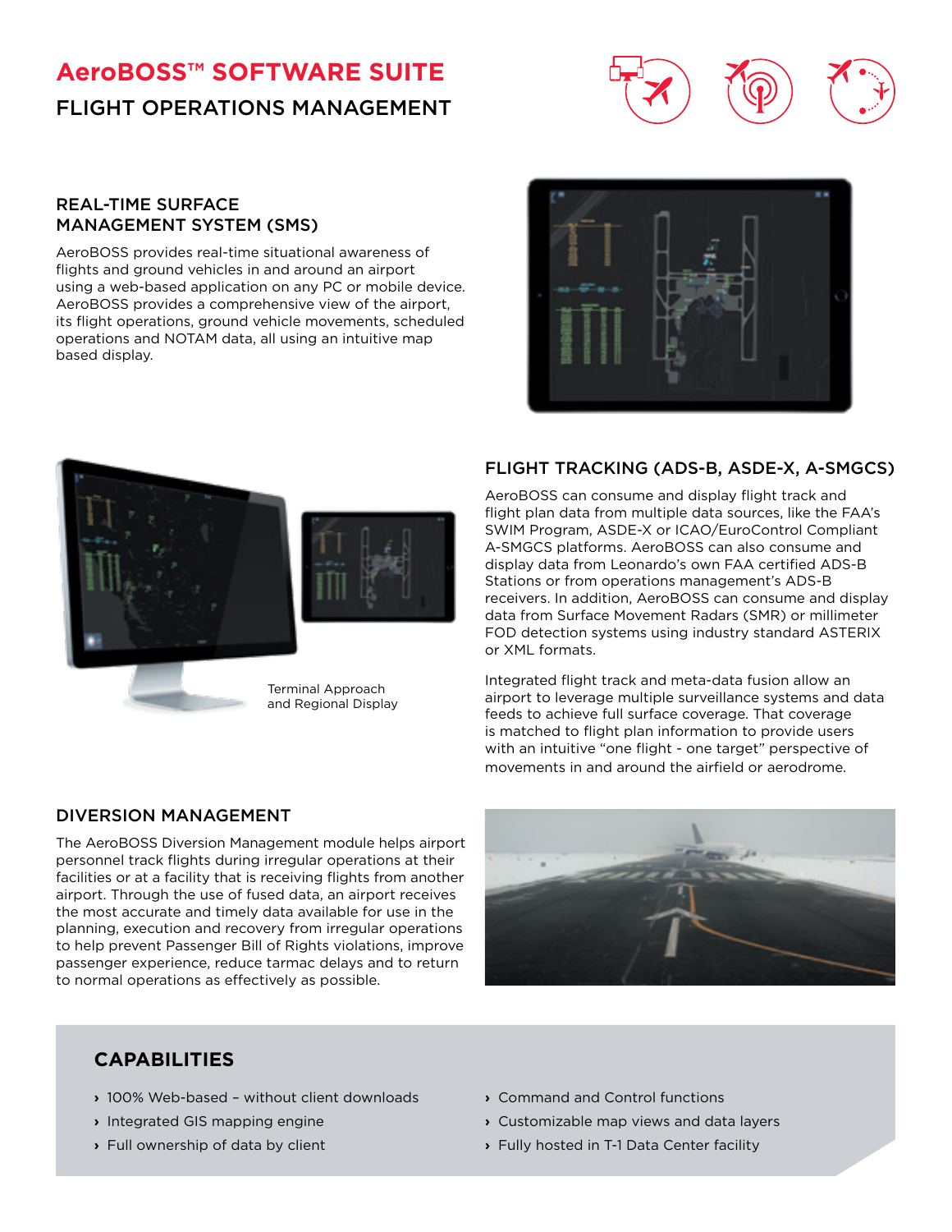# AeroBOSS™ SOFTWARE SUITE

## FLIGHT OPERATIONS MANAGEMENT

### REAL-TIME SURFACE MANAGEMENT SYSTEM (SMS)

AeroBOSS provides real-time situational awareness of flights and ground vehicles in and around an airport using a web-based application on any PC or mobile device. AeroBOSS provides a comprehensive view of the airport, its flight operations, ground vehicle movements, scheduled operations and NOTAM data, all using an intuitive map based display.

Terminal Approach and Regional Display

### FLIGHT TRACKING (ADS-B, ASDE-X, A-SMGCS)

AeroBOSS can consume and display flight track and flight plan data from multiple data sources, like the FAA's SWIM Program, ASDE-X or ICAO/EuroControl Compliant A-SMGCS platforms. AeroBOSS can also consume and display data from Leonardo's own FAA certified ADS-B Stations or from operations management's ADS-B receivers. In addition, AeroBOSS can consume and display data from Surface Movement Radars (SMR) or millimeter FOD detection systems using industry standard ASTERIX or XML formats.

Integrated flight track and meta-data fusion allow an airport to leverage multiple surveillance systems and data feeds to achieve full surface coverage. That coverage is matched to flight plan information to provide users with an intuitive "one flight - one target" perspective of movements in and around the airfield or aerodrome.

### DIVERSION MANAGEMENT

The AeroBOSS Diversion Management module helps airport personnel track flights during irregular operations at their facilities or at a facility that is receiving flights from another airport. Through the use of fused data, an airport receives the most accurate and timely data available for use in the planning, execution and recovery from irregular operations to help prevent Passenger Bill of Rights violations, improve passenger experience, reduce tarmac delays and to return to normal operations as effectively as possible.

### CAPABILITIES

- 100% Web-based – without client downloads
- Integrated GIS mapping engine
- Full ownership of data by client
- Command and Control functions
- Customizable map views and data layers
- Fully hosted in T-1 Data Center facility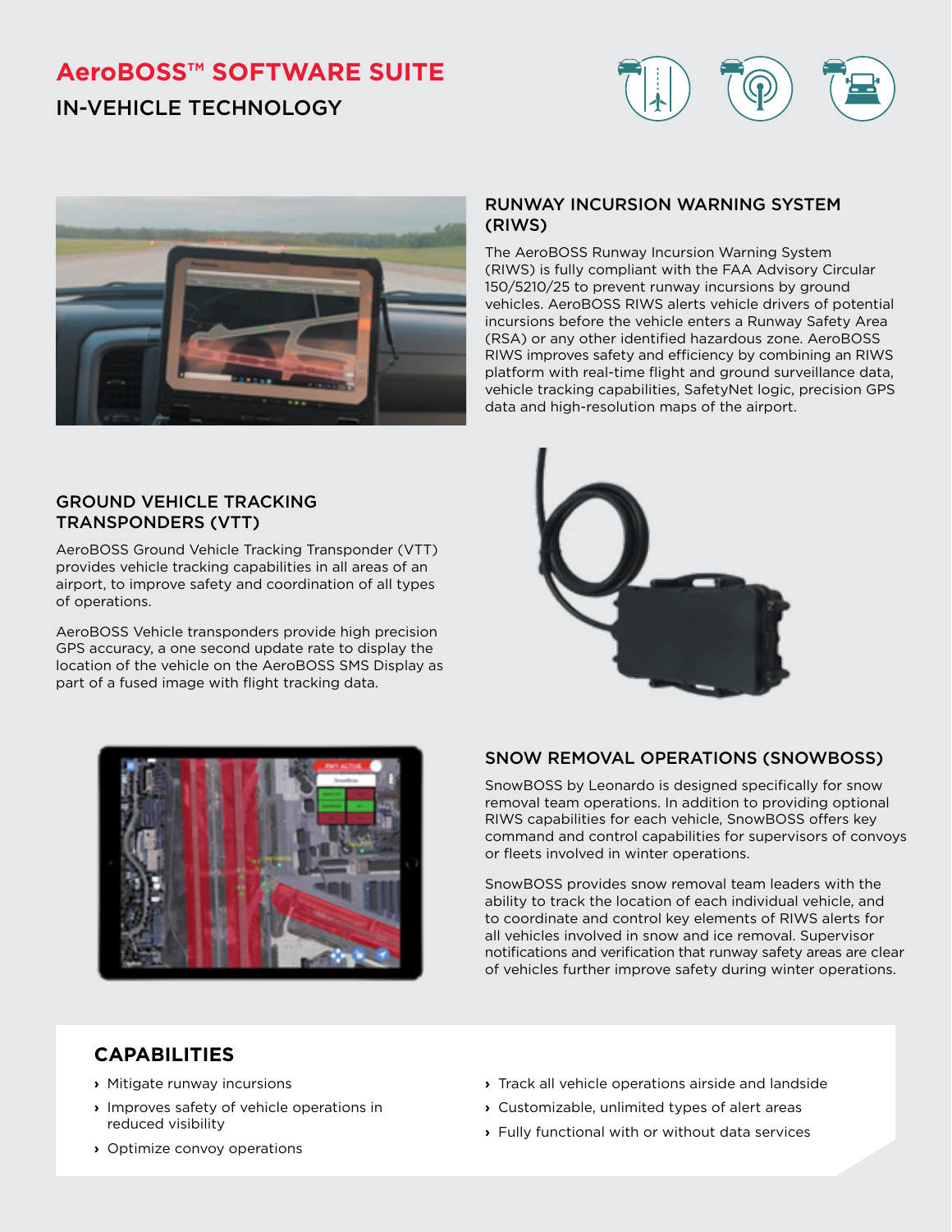# AeroBOSS™ SOFTWARE SUITE

## IN-VEHICLE TECHNOLOGY

### RUNWAY INCURSION WARNING SYSTEM (RIWS)

The AeroBOSS Runway Incursion Warning System (RIWS) is fully compliant with the FAA Advisory Circular 150/5210/25 to prevent runway incursions by ground vehicles. AeroBOSS RIWS alerts vehicle drivers of potential incursions before the vehicle enters a Runway Safety Area (RSA) or any other identified hazardous zone. AeroBOSS RIWS improves safety and efficiency by combining an RIWS platform with real-time flight and ground surveillance data, vehicle tracking capabilities, SafetyNet logic, precision GPS data and high-resolution maps of the airport.

### GROUND VEHICLE TRACKING TRANSPONDERS (VTT)

AeroBOSS Ground Vehicle Tracking Transponder (VTT) provides vehicle tracking capabilities in all areas of an airport, to improve safety and coordination of all types of operations.

AeroBOSS Vehicle transponders provide high precision GPS accuracy, a one second update rate to display the location of the vehicle on the AeroBOSS SMS Display as part of a fused image with flight tracking data.

### SNOW REMOVAL OPERATIONS (SNOWBOSS)

SnowBOSS by Leonardo is designed specifically for snow removal team operations. In addition to providing optional RIWS capabilities for each vehicle, SnowBOSS offers key command and control capabilities for supervisors of convoys or fleets involved in winter operations.

SnowBOSS provides snow removal team leaders with the ability to track the location of each individual vehicle, and to coordinate and control key elements of RIWS alerts for all vehicles involved in snow and ice removal. Supervisor notifications and verification that runway safety areas are clear of vehicles further improve safety during winter operations.

## CAPABILITIES

- Mitigate runway incursions
- Improves safety of vehicle operations in reduced visibility
- Optimize convoy operations
- Track all vehicle operations airside and landside
- Customizable, unlimited types of alert areas
- Fully functional with or without data services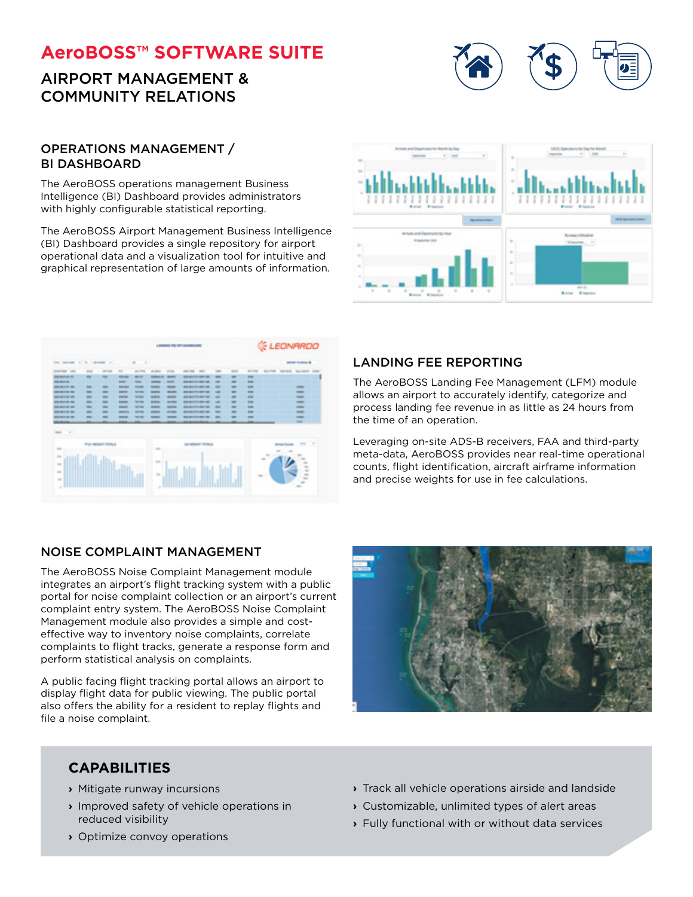# AeroBOSS™ SOFTWARE SUITE

## AIRPORT MANAGEMENT & COMMUNITY RELATIONS

### OPERATIONS MANAGEMENT / BI DASHBOARD

The AeroBOSS operations management Business Intelligence (BI) Dashboard provides administrators with highly configurable statistical reporting.

The AeroBOSS Airport Management Business Intelligence (BI) Dashboard provides a single repository for airport operational data and a visualization tool for intuitive and graphical representation of large amounts of information.

### LANDING FEE REPORTING

The AeroBOSS Landing Fee Management (LFM) module allows an airport to accurately identify, categorize and process landing fee revenue in as little as 24 hours from the time of an operation.

Leveraging on-site ADS-B receivers, FAA and third-party meta-data, AeroBOSS provides near real-time operational counts, flight identification, aircraft airframe information and precise weights for use in fee calculations.

### NOISE COMPLAINT MANAGEMENT

The AeroBOSS Noise Complaint Management module integrates an airport's flight tracking system with a public portal for noise complaint collection or an airport's current complaint entry system. The AeroBOSS Noise Complaint Management module also provides a simple and cost-effective way to inventory noise complaints, correlate complaints to flight tracks, generate a response form and perform statistical analysis on complaints.

A public facing flight tracking portal allows an airport to display flight data for public viewing. The public portal also offers the ability for a resident to replay flights and file a noise complaint.

### CAPABILITIES

- Mitigate runway incursions
- Improved safety of vehicle operations in reduced visibility
- Optimize convoy operations
- Track all vehicle operations airside and landside
- Customizable, unlimited types of alert areas
- Fully functional with or without data services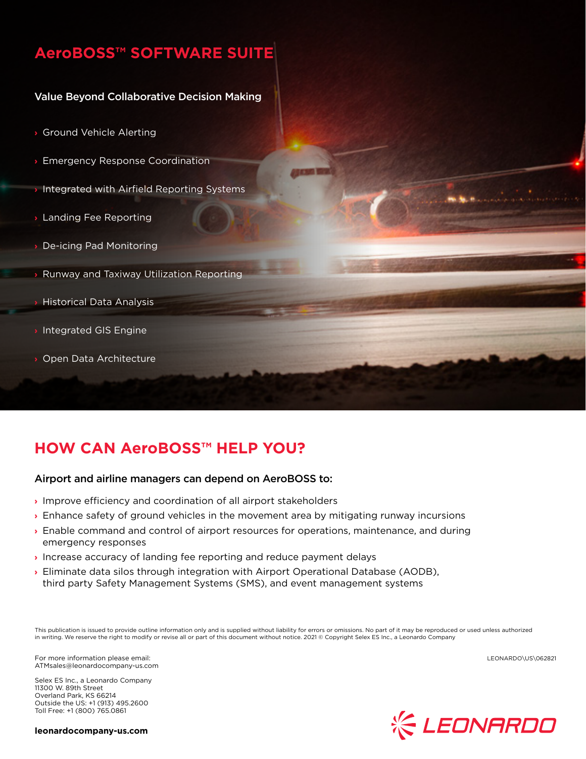# AeroBOSS™ SOFTWARE SUITE

**Value Beyond Collaborative Decision Making**

- Ground Vehicle Alerting
- Emergency Response Coordination
- Integrated with Airfield Reporting Systems
- Landing Fee Reporting
- De-icing Pad Monitoring
- Runway and Taxiway Utilization Reporting
- Historical Data Analysis
- Integrated GIS Engine
- Open Data Architecture

## HOW CAN AeroBOSS™ HELP YOU?

**Airport and airline managers can depend on AeroBOSS to:**

- Improve efficiency and coordination of all airport stakeholders
- Enhance safety of ground vehicles in the movement area by mitigating runway incursions
- Enable command and control of airport resources for operations, maintenance, and during emergency responses
- Increase accuracy of landing fee reporting and reduce payment delays
- Eliminate data silos through integration with Airport Operational Database (AODB), third party Safety Management Systems (SMS), and event management systems

This publication is issued to provide outline information only and is supplied without liability for errors or omissions. No part of it may be reproduced or used unless authorized in writing. We reserve the right to modify or revise all or part of this document without notice. 2021 © Copyright Selex ES Inc., a Leonardo Company

For more information please email:
ATMsales@leonardocompany-us.com

LEONARDO\US\062821

Selex ES Inc., a Leonardo Company
11300 W. 89th Street
Overland Park, KS 66214
Outside the US: +1 (913) 495.2600
Toll Free: +1 (800) 765.0861

**leonardocompany-us.com**

LEONARDO